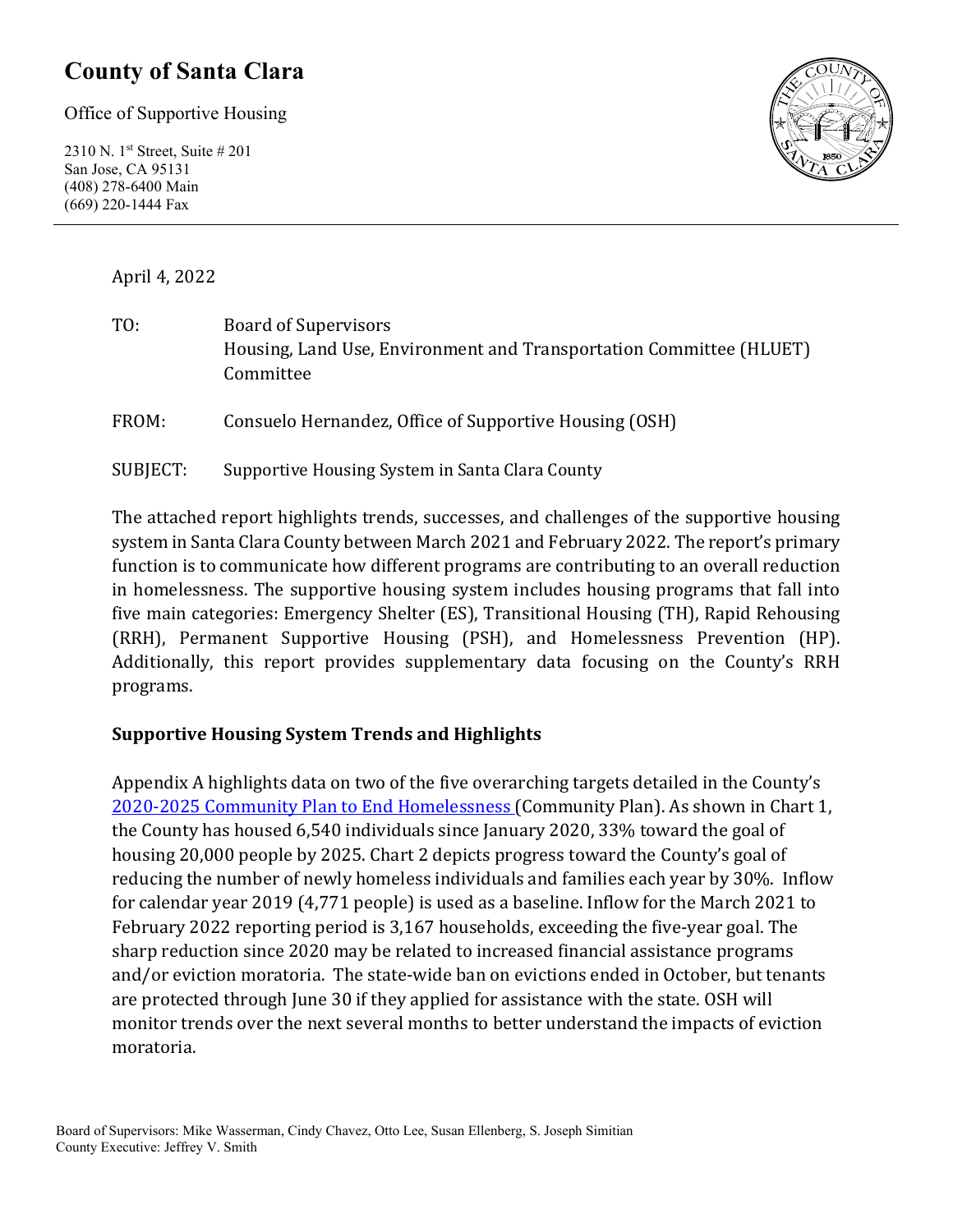# County of Santa Clara

Office of Supportive Housing

2310 N. 1st Street, Suite # 201
San Jose, CA 95131
(408) 278-6400 Main
(669) 220-1444 Fax

April 4, 2022

TO: Board of Supervisors
Housing, Land Use, Environment and Transportation Committee (HLUET) Committee

FROM: Consuelo Hernandez, Office of Supportive Housing (OSH)

SUBJECT: Supportive Housing System in Santa Clara County

The attached report highlights trends, successes, and challenges of the supportive housing system in Santa Clara County between March 2021 and February 2022. The report's primary function is to communicate how different programs are contributing to an overall reduction in homelessness. The supportive housing system includes housing programs that fall into five main categories: Emergency Shelter (ES), Transitional Housing (TH), Rapid Rehousing (RRH), Permanent Supportive Housing (PSH), and Homelessness Prevention (HP). Additionally, this report provides supplementary data focusing on the County's RRH programs.

**Supportive Housing System Trends and Highlights**

Appendix A highlights data on two of the five overarching targets detailed in the County's 2020-2025 Community Plan to End Homelessness (Community Plan). As shown in Chart 1, the County has housed 6,540 individuals since January 2020, 33% toward the goal of housing 20,000 people by 2025. Chart 2 depicts progress toward the County's goal of reducing the number of newly homeless individuals and families each year by 30%. Inflow for calendar year 2019 (4,771 people) is used as a baseline. Inflow for the March 2021 to February 2022 reporting period is 3,167 households, exceeding the five-year goal. The sharp reduction since 2020 may be related to increased financial assistance programs and/or eviction moratoria. The state-wide ban on evictions ended in October, but tenants are protected through June 30 if they applied for assistance with the state. OSH will monitor trends over the next several months to better understand the impacts of eviction moratoria.

Board of Supervisors: Mike Wasserman, Cindy Chavez, Otto Lee, Susan Ellenberg, S. Joseph Simitian
County Executive: Jeffrey V. Smith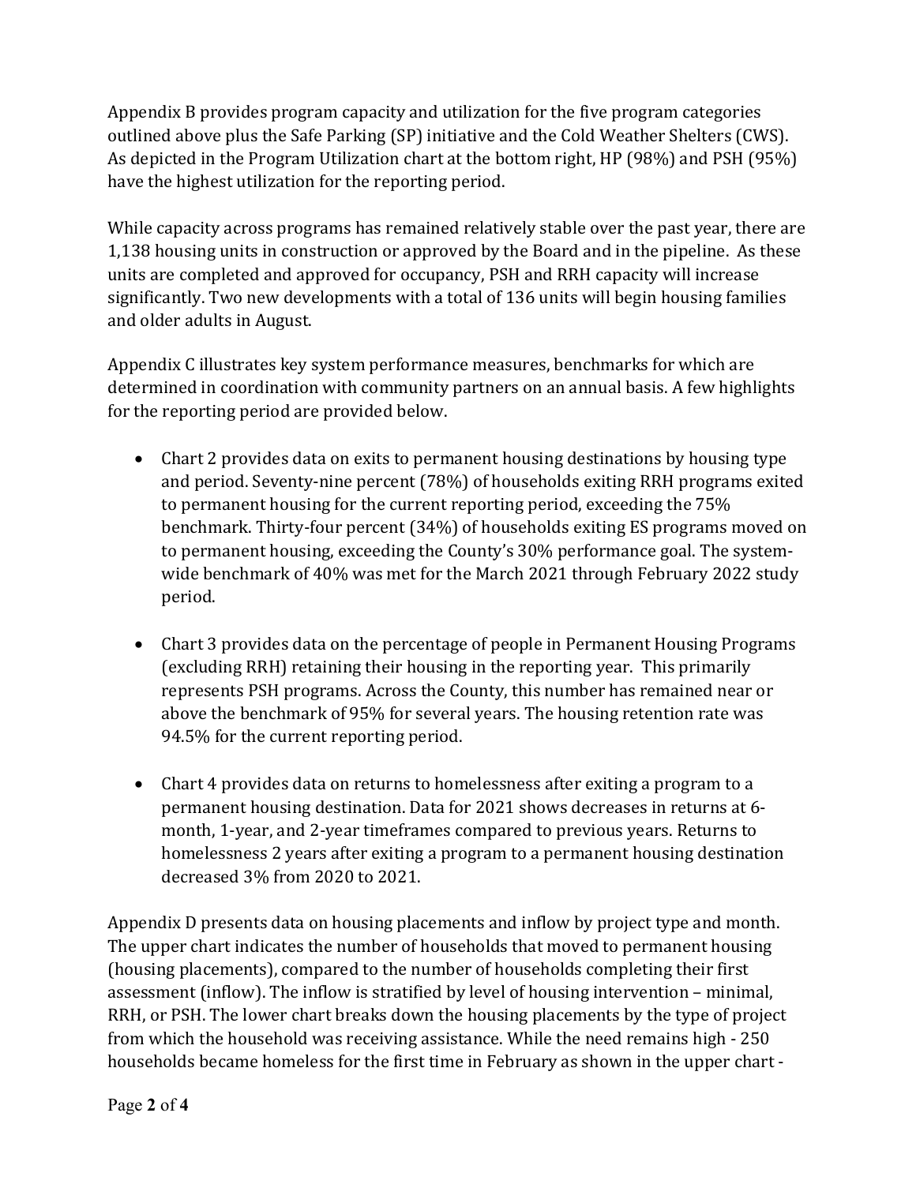Appendix B provides program capacity and utilization for the five program categories outlined above plus the Safe Parking (SP) initiative and the Cold Weather Shelters (CWS). As depicted in the Program Utilization chart at the bottom right, HP (98%) and PSH (95%) have the highest utilization for the reporting period.

While capacity across programs has remained relatively stable over the past year, there are 1,138 housing units in construction or approved by the Board and in the pipeline. As these units are completed and approved for occupancy, PSH and RRH capacity will increase significantly. Two new developments with a total of 136 units will begin housing families and older adults in August.

Appendix C illustrates key system performance measures, benchmarks for which are determined in coordination with community partners on an annual basis. A few highlights for the reporting period are provided below.

- Chart 2 provides data on exits to permanent housing destinations by housing type and period. Seventy-nine percent (78%) of households exiting RRH programs exited to permanent housing for the current reporting period, exceeding the 75% benchmark. Thirty-four percent (34%) of households exiting ES programs moved on to permanent housing, exceeding the County's 30% performance goal. The system-wide benchmark of 40% was met for the March 2021 through February 2022 study period.

- Chart 3 provides data on the percentage of people in Permanent Housing Programs (excluding RRH) retaining their housing in the reporting year. This primarily represents PSH programs. Across the County, this number has remained near or above the benchmark of 95% for several years. The housing retention rate was 94.5% for the current reporting period.

- Chart 4 provides data on returns to homelessness after exiting a program to a permanent housing destination. Data for 2021 shows decreases in returns at 6-month, 1-year, and 2-year timeframes compared to previous years. Returns to homelessness 2 years after exiting a program to a permanent housing destination decreased 3% from 2020 to 2021.

Appendix D presents data on housing placements and inflow by project type and month. The upper chart indicates the number of households that moved to permanent housing (housing placements), compared to the number of households completing their first assessment (inflow). The inflow is stratified by level of housing intervention – minimal, RRH, or PSH. The lower chart breaks down the housing placements by the type of project from which the household was receiving assistance. While the need remains high - 250 households became homeless for the first time in February as shown in the upper chart -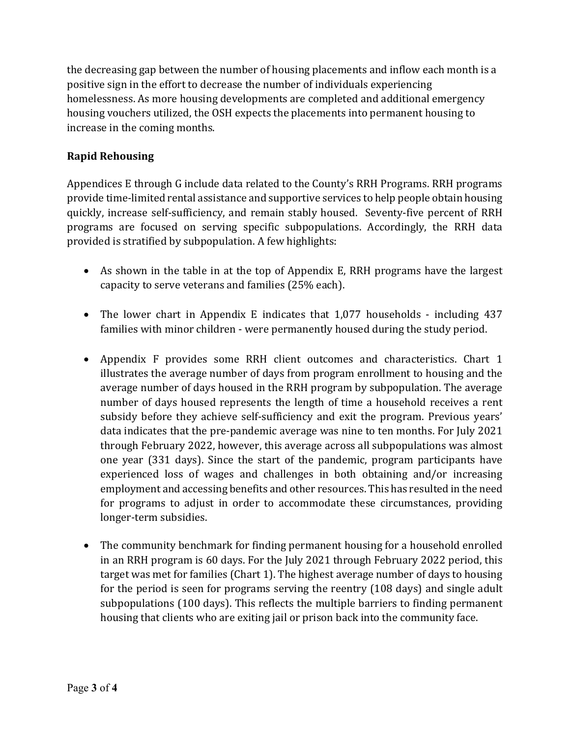the decreasing gap between the number of housing placements and inflow each month is a positive sign in the effort to decrease the number of individuals experiencing homelessness. As more housing developments are completed and additional emergency housing vouchers utilized, the OSH expects the placements into permanent housing to increase in the coming months.

**Rapid Rehousing**

Appendices E through G include data related to the County's RRH Programs. RRH programs provide time-limited rental assistance and supportive services to help people obtain housing quickly, increase self-sufficiency, and remain stably housed. Seventy-five percent of RRH programs are focused on serving specific subpopulations. Accordingly, the RRH data provided is stratified by subpopulation. A few highlights:

- As shown in the table in at the top of Appendix E, RRH programs have the largest capacity to serve veterans and families (25% each).

- The lower chart in Appendix E indicates that 1,077 households - including 437 families with minor children - were permanently housed during the study period.

- Appendix F provides some RRH client outcomes and characteristics. Chart 1 illustrates the average number of days from program enrollment to housing and the average number of days housed in the RRH program by subpopulation. The average number of days housed represents the length of time a household receives a rent subsidy before they achieve self-sufficiency and exit the program. Previous years' data indicates that the pre-pandemic average was nine to ten months. For July 2021 through February 2022, however, this average across all subpopulations was almost one year (331 days). Since the start of the pandemic, program participants have experienced loss of wages and challenges in both obtaining and/or increasing employment and accessing benefits and other resources. This has resulted in the need for programs to adjust in order to accommodate these circumstances, providing longer-term subsidies.

- The community benchmark for finding permanent housing for a household enrolled in an RRH program is 60 days. For the July 2021 through February 2022 period, this target was met for families (Chart 1). The highest average number of days to housing for the period is seen for programs serving the reentry (108 days) and single adult subpopulations (100 days). This reflects the multiple barriers to finding permanent housing that clients who are exiting jail or prison back into the community face.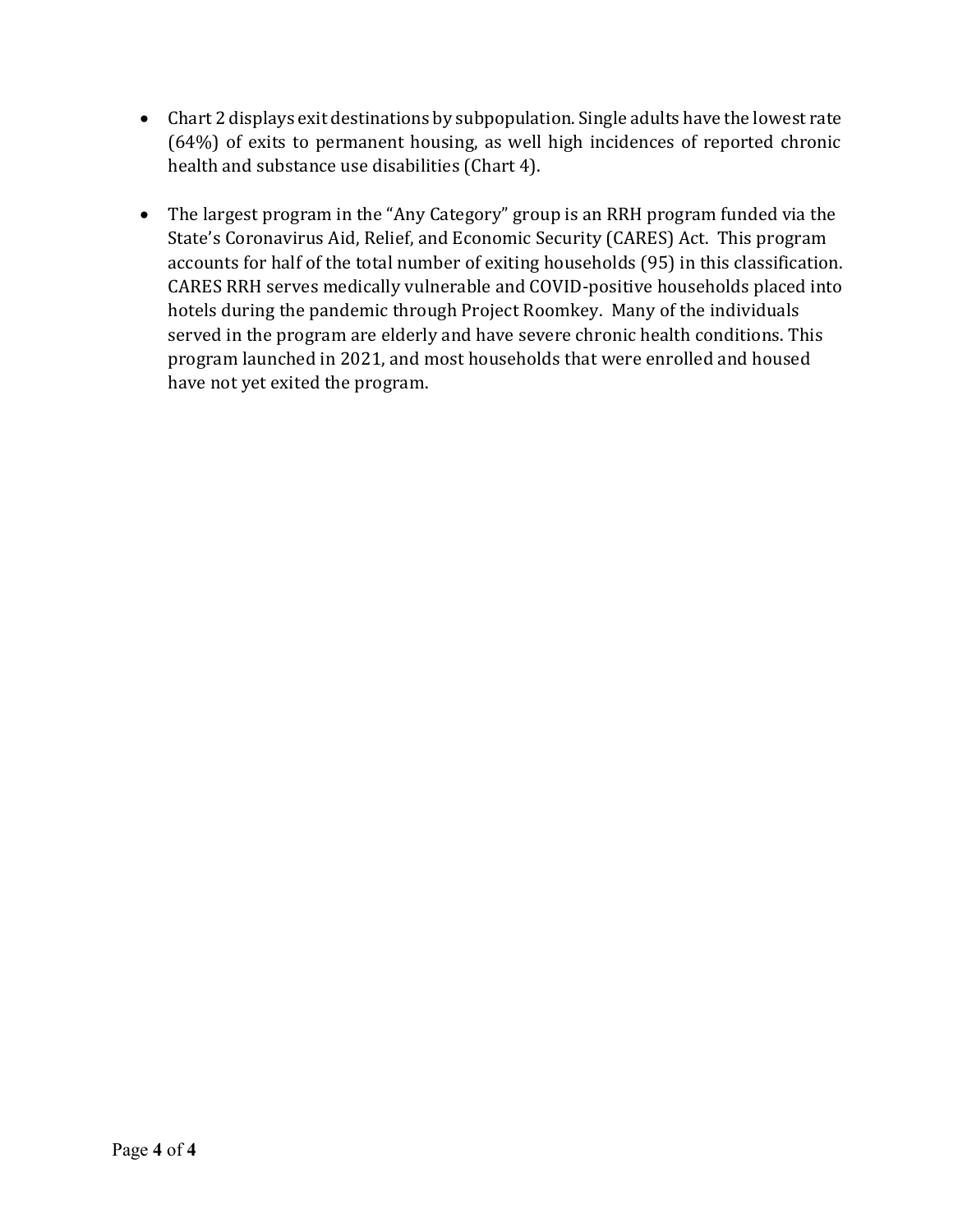- Chart 2 displays exit destinations by subpopulation. Single adults have the lowest rate (64%) of exits to permanent housing, as well high incidences of reported chronic health and substance use disabilities (Chart 4).

- The largest program in the "Any Category" group is an RRH program funded via the State's Coronavirus Aid, Relief, and Economic Security (CARES) Act. This program accounts for half of the total number of exiting households (95) in this classification. CARES RRH serves medically vulnerable and COVID-positive households placed into hotels during the pandemic through Project Roomkey. Many of the individuals served in the program are elderly and have severe chronic health conditions. This program launched in 2021, and most households that were enrolled and housed have not yet exited the program.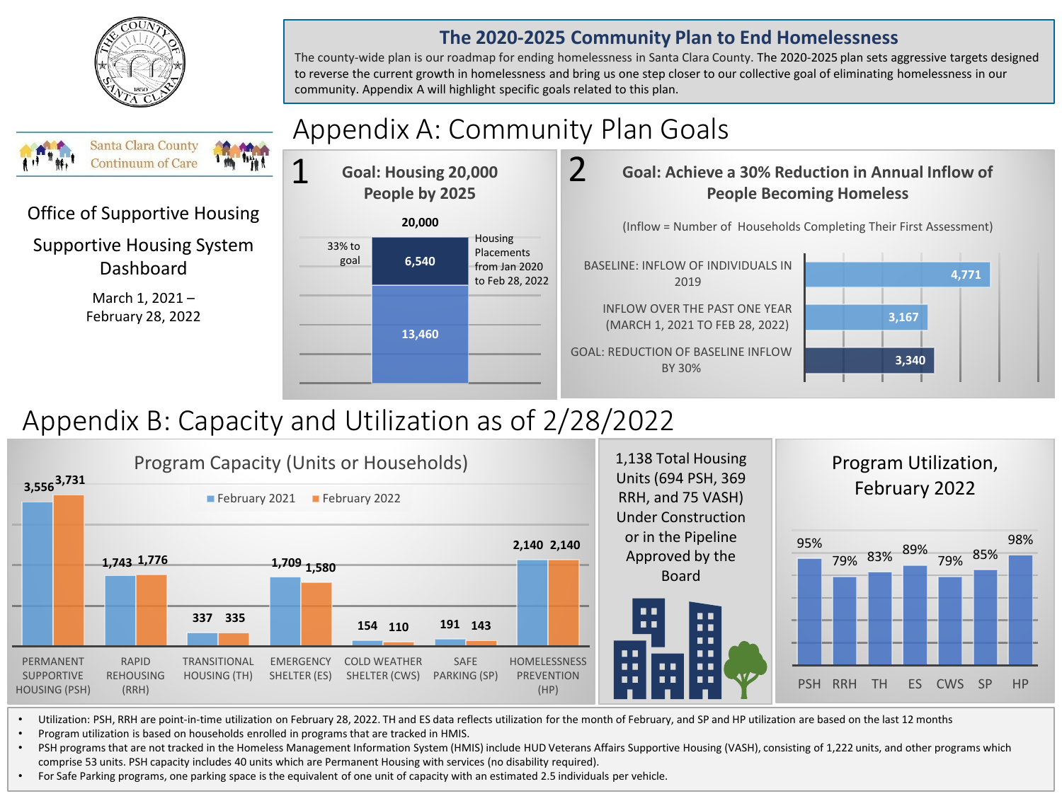Santa Clara County Continuum of Care

Office of Supportive Housing

Supportive Housing System Dashboard

March 1, 2021 – February 28, 2022

## The 2020-2025 Community Plan to End Homelessness

The county-wide plan is our roadmap for ending homelessness in Santa Clara County. The 2020-2025 plan sets aggressive targets designed to reverse the current growth in homelessness and bring us one step closer to our collective goal of eliminating homelessness in our community. Appendix A will highlight specific goals related to this plan.

# Appendix A: Community Plan Goals

### 1 Goal: Housing 20,000 People by 2025

| | Value |
|---|---|
| Goal | 20,000 |
| Housing Placements from Jan 2020 to Feb 28, 2022 (33% to goal) | 6,540 |
| Remaining | 13,460 |

### 2 Goal: Achieve a 30% Reduction in Annual Inflow of People Becoming Homeless

(Inflow = Number of Households Completing Their First Assessment)

| | Inflow |
|---|---|
| BASELINE: INFLOW OF INDIVIDUALS IN 2019 | 4,771 |
| INFLOW OVER THE PAST ONE YEAR (MARCH 1, 2021 TO FEB 28, 2022) | 3,167 |
| GOAL: REDUCTION OF BASELINE INFLOW BY 30% | 3,340 |

# Appendix B: Capacity and Utilization as of 2/28/2022

### Program Capacity (Units or Households)

| Program | February 2021 | February 2022 |
|---|---|---|
| PERMANENT SUPPORTIVE HOUSING (PSH) | 3,556 | 3,731 |
| RAPID REHOUSING (RRH) | 1,743 | 1,776 |
| TRANSITIONAL HOUSING (TH) | 337 | 335 |
| EMERGENCY SHELTER (ES) | 1,709 | 1,580 |
| COLD WEATHER SHELTER (CWS) | 154 | 110 |
| SAFE PARKING (SP) | 191 | 143 |
| HOMELESSNESS PREVENTION (HP) | 2,140 | 2,140 |

1,138 Total Housing Units (694 PSH, 369 RRH, and 75 VASH) Under Construction or in the Pipeline Approved by the Board

### Program Utilization, February 2022

| PSH | RRH | TH | ES | CWS | SP | HP |
|---|---|---|---|---|---|---|
| 95% | 79% | 83% | 89% | 79% | 85% | 98% |

- Utilization: PSH, RRH are point-in-time utilization on February 28, 2022. TH and ES data reflects utilization for the month of February, and SP and HP utilization are based on the last 12 months
- Program utilization is based on households enrolled in programs that are tracked in HMIS.
- PSH programs that are not tracked in the Homeless Management Information System (HMIS) include HUD Veterans Affairs Supportive Housing (VASH), consisting of 1,222 units, and other programs which comprise 53 units. PSH capacity includes 40 units which are Permanent Housing with services (no disability required).
- For Safe Parking programs, one parking space is the equivalent of one unit of capacity with an estimated 2.5 individuals per vehicle.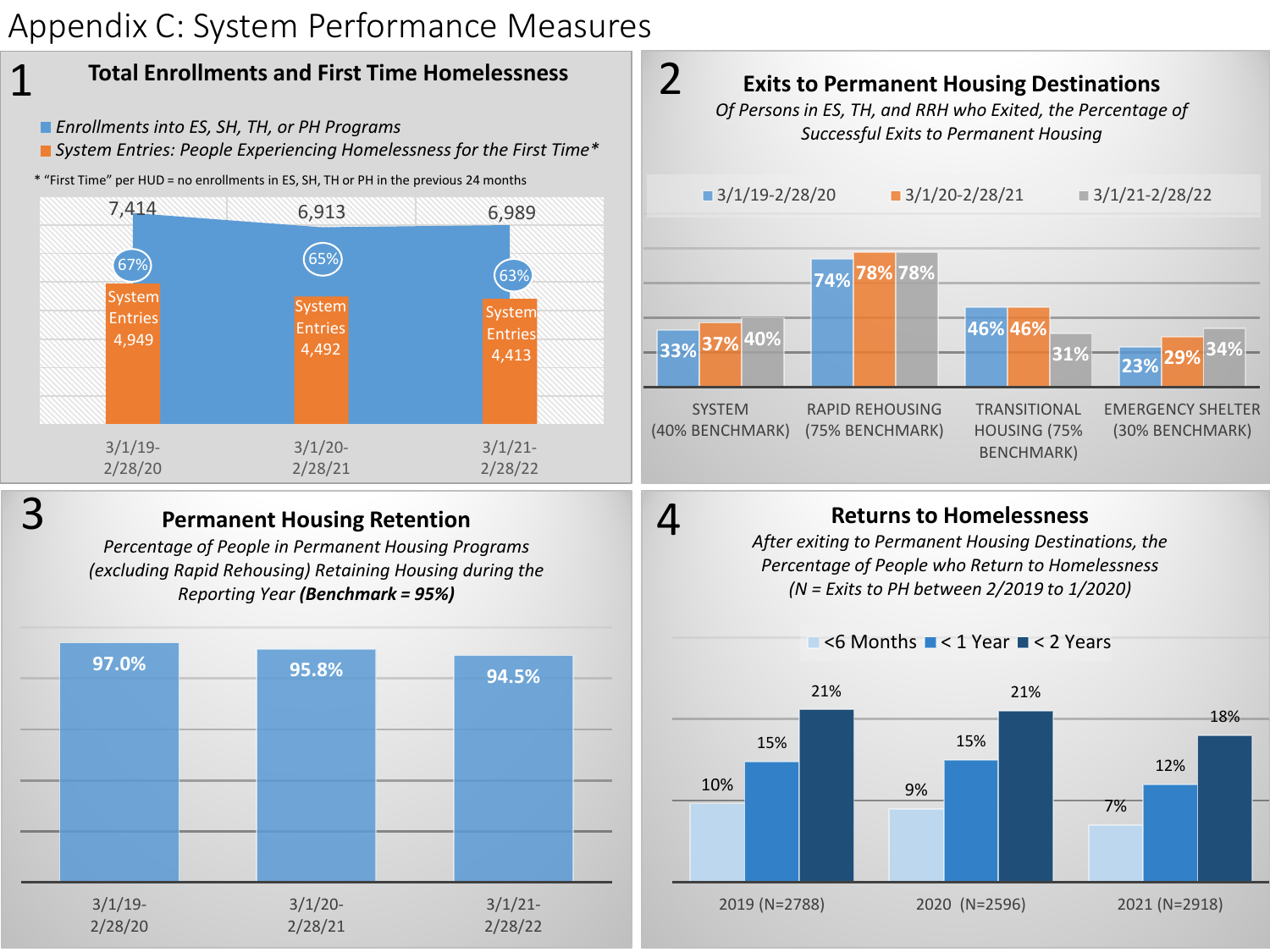# Appendix C: System Performance Measures

## 1 Total Enrollments and First Time Homelessness

- Enrollments into ES, SH, TH, or PH Programs
- System Entries: People Experiencing Homelessness for the First Time*

\* "First Time" per HUD = no enrollments in ES, SH, TH or PH in the previous 24 months

| Period | Enrollments into ES, SH, TH, or PH Programs | System Entries | % |
|---|---|---|---|
| 3/1/19-2/28/20 | 7,414 | 4,949 | 67% |
| 3/1/20-2/28/21 | 6,913 | 4,492 | 65% |
| 3/1/21-2/28/22 | 6,989 | 4,413 | 63% |

## 2 Exits to Permanent Housing Destinations

*Of Persons in ES, TH, and RRH who Exited, the Percentage of Successful Exits to Permanent Housing*

| | 3/1/19-2/28/20 | 3/1/20-2/28/21 | 3/1/21-2/28/22 |
|---|---|---|---|
| SYSTEM (40% BENCHMARK) | 33% | 37% | 40% |
| RAPID REHOUSING (75% BENCHMARK) | 74% | 78% | 78% |
| TRANSITIONAL HOUSING (75% BENCHMARK) | 46% | 46% | 31% |
| EMERGENCY SHELTER (30% BENCHMARK) | 23% | 29% | 34% |

## 3 Permanent Housing Retention

*Percentage of People in Permanent Housing Programs (excluding Rapid Rehousing) Retaining Housing during the Reporting Year **(Benchmark = 95%)***

| Period | Retention |
|---|---|
| 3/1/19-2/28/20 | 97.0% |
| 3/1/20-2/28/21 | 95.8% |
| 3/1/21-2/28/22 | 94.5% |

## 4 Returns to Homelessness

*After exiting to Permanent Housing Destinations, the Percentage of People who Return to Homelessness (N = Exits to PH between 2/2019 to 1/2020)*

| | <6 Months | < 1 Year | < 2 Years |
|---|---|---|---|
| 2019 (N=2788) | 10% | 15% | 21% |
| 2020 (N=2596) | 9% | 15% | 21% |
| 2021 (N=2918) | 7% | 12% | 18% |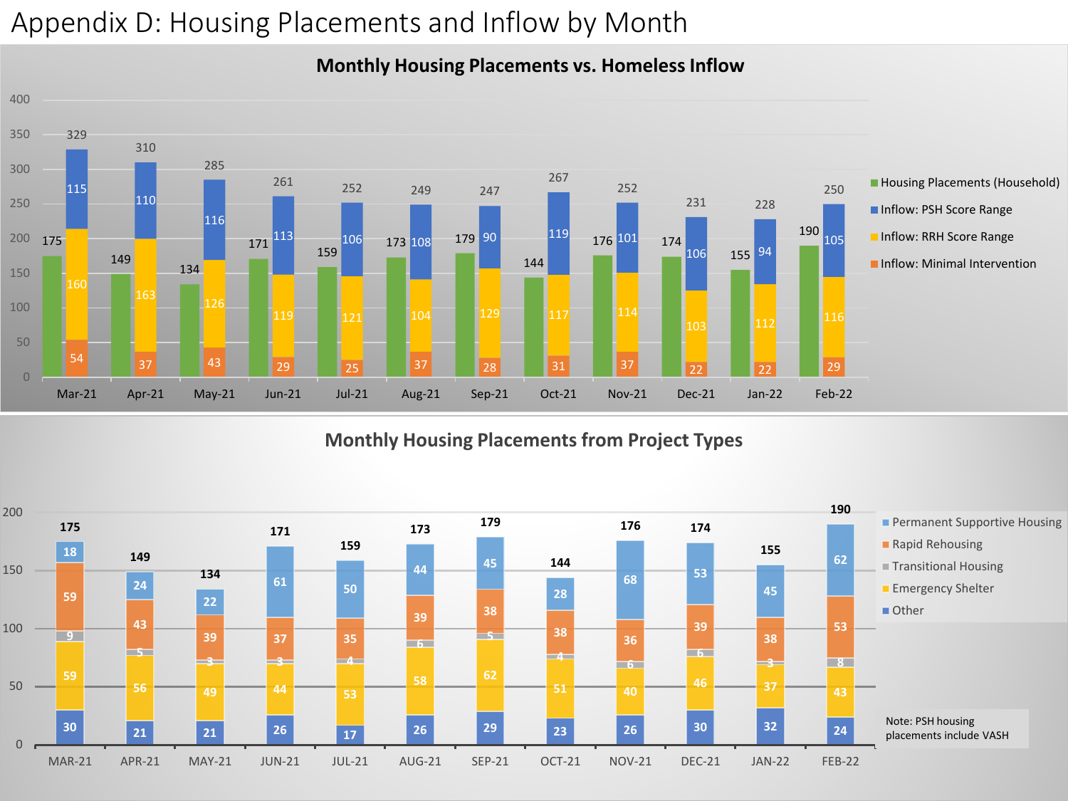# Appendix D: Housing Placements and Inflow by Month

## Monthly Housing Placements vs. Homeless Inflow

| Month | Housing Placements (Household) | Inflow: PSH Score Range | Inflow: RRH Score Range | Inflow: Minimal Intervention | Total Inflow |
|---|---|---|---|---|---|
| Mar-21 | 175 | 115 | 160 | 54 | 329 |
| Apr-21 | 149 | 110 | 163 | 37 | 310 |
| May-21 | 134 | 116 | 126 | 43 | 285 |
| Jun-21 | 171 | 113 | 119 | 29 | 261 |
| Jul-21 | 159 | 106 | 121 | 25 | 252 |
| Aug-21 | 173 | 108 | 104 | 37 | 249 |
| Sep-21 | 179 | 90 | 129 | 28 | 247 |
| Oct-21 | 144 | 119 | 117 | 31 | 267 |
| Nov-21 | 176 | 101 | 114 | 37 | 252 |
| Dec-21 | 174 | 106 | 103 | 22 | 231 |
| Jan-22 | 155 | 94 | 112 | 22 | 228 |
| Feb-22 | 190 | 105 | 116 | 29 | 250 |

## Monthly Housing Placements from Project Types

| Month | Permanent Supportive Housing | Rapid Rehousing | Transitional Housing | Emergency Shelter | Other | Total |
|---|---|---|---|---|---|---|
| MAR-21 | 18 | 59 | 9 | 59 | 30 | 175 |
| APR-21 | 24 | 43 | 5 | 56 | 21 | 149 |
| MAY-21 | 22 | 39 | 3 | 49 | 21 | 134 |
| JUN-21 | 61 | 37 | 3 | 44 | 26 | 171 |
| JUL-21 | 50 | 35 | 4 | 53 | 17 | 159 |
| AUG-21 | 44 | 39 | 6 | 58 | 26 | 173 |
| SEP-21 | 45 | 38 | 5 | 62 | 29 | 179 |
| OCT-21 | 28 | 38 | 4 | 51 | 23 | 144 |
| NOV-21 | 68 | 36 | 6 | 40 | 26 | 176 |
| DEC-21 | 53 | 39 | 6 | 46 | 30 | 174 |
| JAN-22 | 45 | 38 | 3 | 37 | 32 | 155 |
| FEB-22 | 62 | 53 | 8 | 43 | 24 | 190 |

Note: PSH housing placements include VASH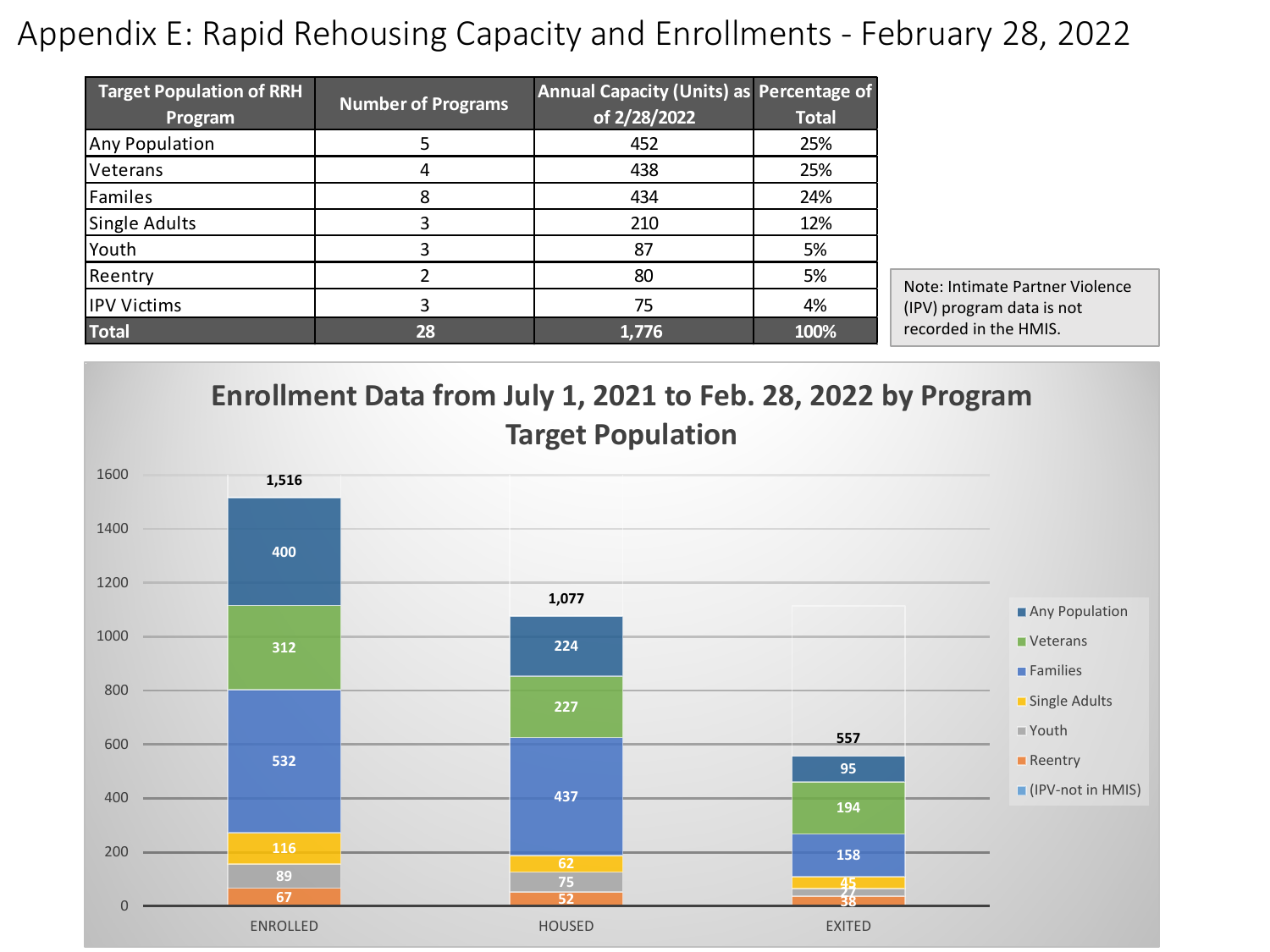# Appendix E: Rapid Rehousing Capacity and Enrollments - February 28, 2022

| Target Population of RRH Program | Number of Programs | Annual Capacity (Units) as of 2/28/2022 | Percentage of Total |
|---|---|---|---|
| Any Population | 5 | 452 | 25% |
| Veterans | 4 | 438 | 25% |
| Familes | 8 | 434 | 24% |
| Single Adults | 3 | 210 | 12% |
| Youth | 3 | 87 | 5% |
| Reentry | 2 | 80 | 5% |
| IPV Victims | 3 | 75 | 4% |
| **Total** | **28** | **1,776** | **100%** |

Note: Intimate Partner Violence (IPV) program data is not recorded in the HMIS.

**Enrollment Data from July 1, 2021 to Feb. 28, 2022 by Program Target Population**

| | ENROLLED | HOUSED | EXITED |
|---|---|---|---|
| Any Population | 400 | 224 | 95 |
| Veterans | 312 | 227 | 194 |
| Families | 532 | 437 | 158 |
| Single Adults | 116 | 62 | 45 |
| Youth | 89 | 75 | 27 |
| Reentry | 67 | 52 | 38 |
| (IPV-not in HMIS) | | | |
| **Total** | **1,516** | **1,077** | **557** |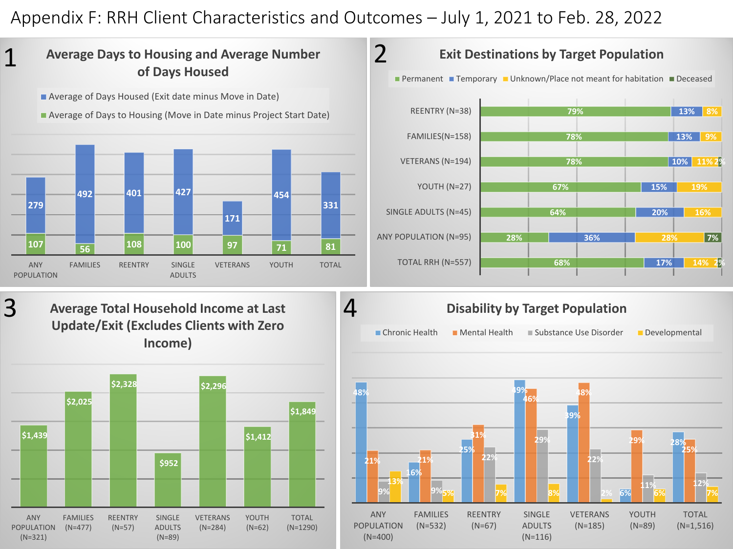# Appendix F: RRH Client Characteristics and Outcomes – July 1, 2021 to Feb. 28, 2022

## 1 Average Days to Housing and Average Number of Days Housed

| | ANY POPULATION | FAMILIES | REENTRY | SINGLE ADULTS | VETERANS | YOUTH | TOTAL |
|---|---|---|---|---|---|---|---|
| Average of Days Housed (Exit date minus Move in Date) | 279 | 492 | 401 | 427 | 171 | 454 | 331 |
| Average of Days to Housing (Move in Date minus Project Start Date) | 107 | 56 | 108 | 100 | 97 | 71 | 81 |

## 2 Exit Destinations by Target Population

| | Permanent | Temporary | Unknown/Place not meant for habitation | Deceased |
|---|---|---|---|---|
| REENTRY (N=38) | 79% | 13% | 8% | |
| FAMILIES(N=158) | 78% | 13% | 9% | |
| VETERANS (N=194) | 78% | 10% | 11% | 2% |
| YOUTH (N=27) | 67% | 15% | 19% | |
| SINGLE ADULTS (N=45) | 64% | 20% | 16% | |
| ANY POPULATION (N=95) | 28% | 36% | 28% | 7% |
| TOTAL RRH (N=557) | 68% | 17% | 14% | 2% |

## 3 Average Total Household Income at Last Update/Exit (Excludes Clients with Zero Income)

| ANY POPULATION (N=321) | FAMILIES (N=477) | REENTRY (N=57) | SINGLE ADULTS (N=89) | VETERANS (N=284) | YOUTH (N=62) | TOTAL (N=1290) |
|---|---|---|---|---|---|---|
| $1,439 | $2,025 | $2,328 | $952 | $2,296 | $1,412 | $1,849 |

## 4 Disability by Target Population

| | Chronic Health | Mental Health | Substance Use Disorder | Developmental |
|---|---|---|---|---|
| ANY POPULATION (N=400) | 48% | 21% | 9% | 13% |
| FAMILIES (N=532) | 16% | 21% | 9% | 5% |
| REENTRY (N=67) | 25% | 31% | 22% | 7% |
| SINGLE ADULTS (N=116) | 49% | 46% | 29% | 8% |
| VETERANS (N=185) | 39% | 48% | 22% | 2% |
| YOUTH (N=89) | 6% | 29% | 11% | 6% |
| TOTAL (N=1,516) | 28% | 25% | 12% | 7% |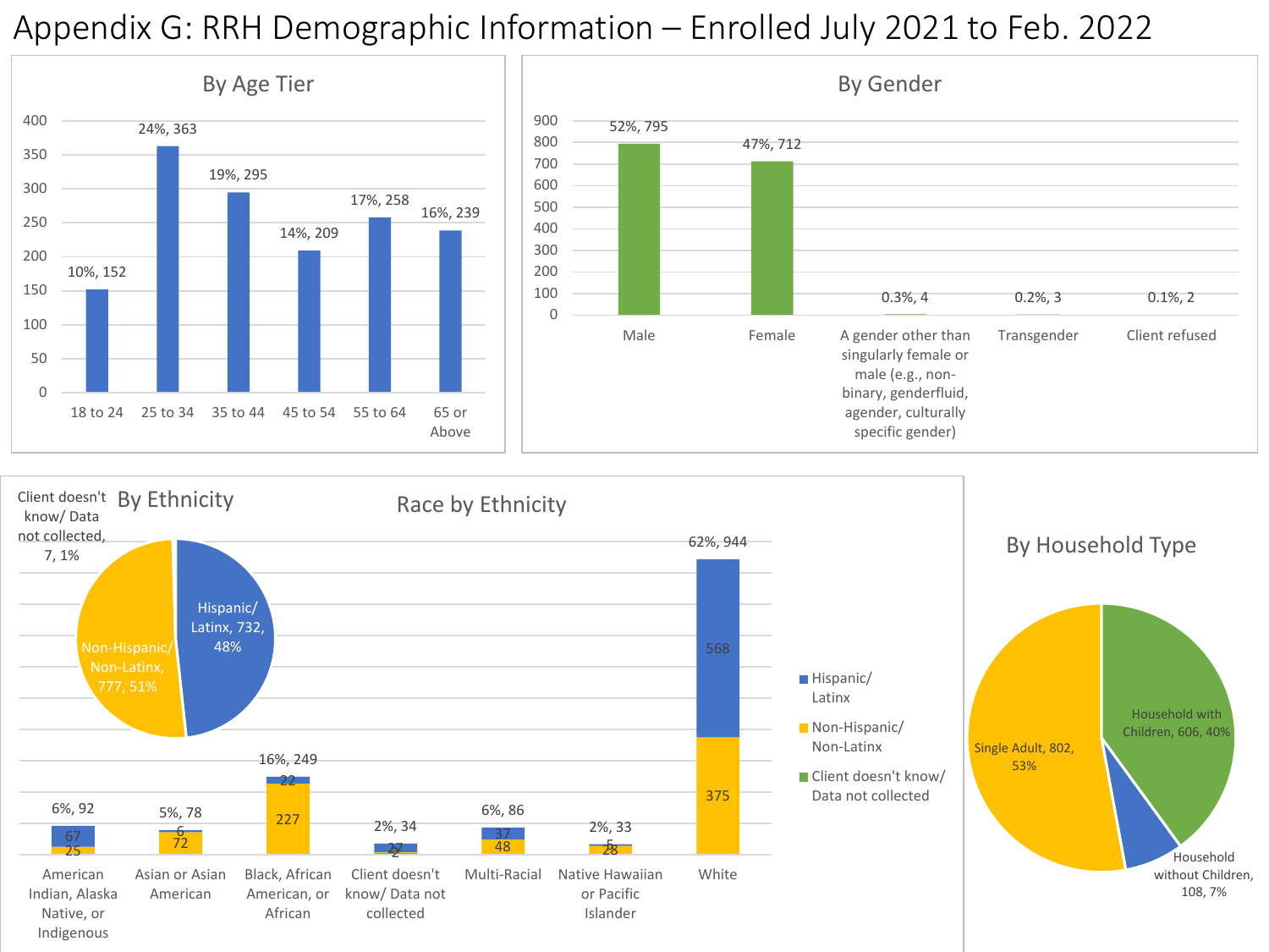# Appendix G: RRH Demographic Information – Enrolled July 2021 to Feb. 2022

## By Age Tier

18 to 24: 10%, 152
25 to 34: 24%, 363
35 to 44: 19%, 295
45 to 54: 14%, 209
55 to 64: 17%, 258
65 or Above: 16%, 239

## By Gender

Male: 52%, 795
Female: 47%, 712
A gender other than singularly female or male (e.g., non-binary, genderfluid, agender, culturally specific gender): 0.3%, 4
Transgender: 0.2%, 3
Client refused: 0.1%, 2

## By Ethnicity

Hispanic/ Latinx, 732, 48%
Non-Hispanic/ Non-Latinx, 777, 51%
Client doesn't know/ Data not collected, 7, 1%

## Race by Ethnicity

Hispanic/ Latinx
Non-Hispanic/ Non-Latinx
Client doesn't know/ Data not collected

American Indian, Alaska Native, or Indigenous: 6%, 92 (67; 25)
Asian or Asian American: 5%, 78 (6; 72)
Black, African American, or African: 16%, 249 (22; 227)
Client doesn't know/ Data not collected: 2%, 34 (27; 2)
Multi-Racial: 6%, 86 (37; 48)
Native Hawaiian or Pacific Islander: 2%, 33 (5; 28)
White: 62%, 944 (568; 375)

## By Household Type

Single Adult, 802, 53%
Household with Children, 606, 40%
Household without Children, 108, 7%